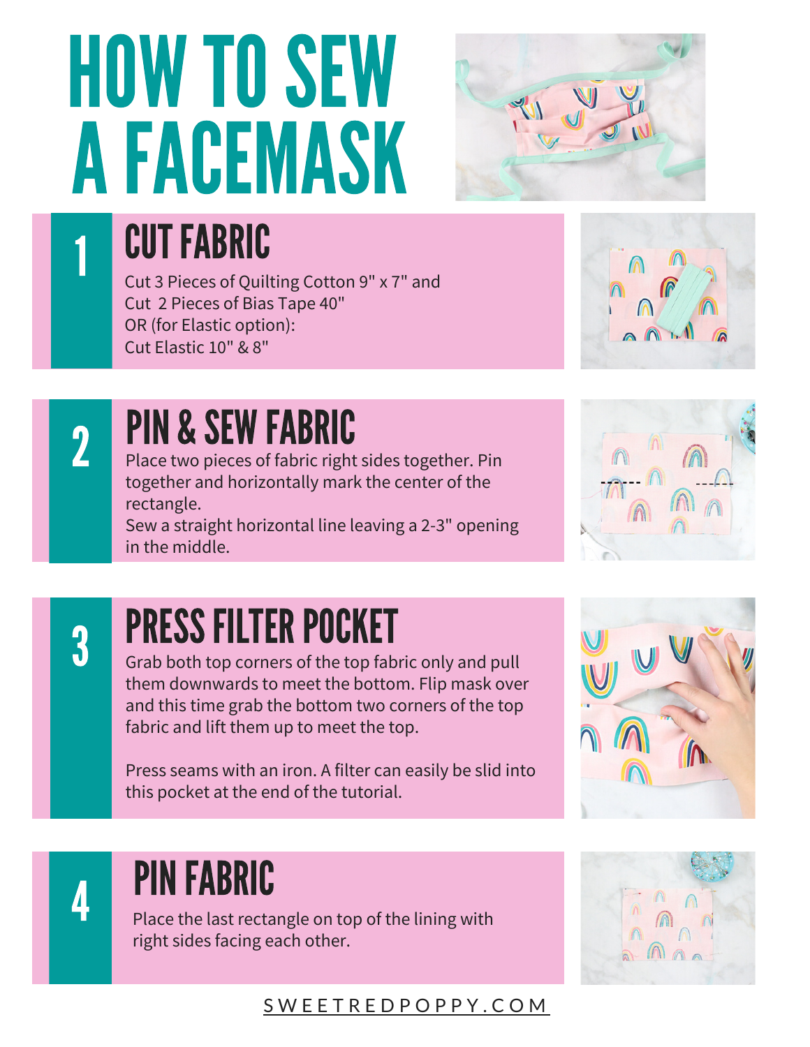# HOW TO SEW A FACEMASK

## 1 CUT FABRIC

Cut 3 Pieces of Quilting Cotton 9" x 7" and
Cut 2 Pieces of Bias Tape 40"
OR (for Elastic option):
Cut Elastic 10" & 8"

## 2 PIN & SEW FABRIC

Place two pieces of fabric right sides together. Pin together and horizontally mark the center of the rectangle.
Sew a straight horizontal line leaving a 2-3" opening in the middle.

## 3 PRESS FILTER POCKET

Grab both top corners of the top fabric only and pull them downwards to meet the bottom. Flip mask over and this time grab the bottom two corners of the top fabric and lift them up to meet the top.

Press seams with an iron. A filter can easily be slid into this pocket at the end of the tutorial.

## 4 PIN FABRIC

Place the last rectangle on top of the lining with right sides facing each other.

SWEETREDPOPPY.COM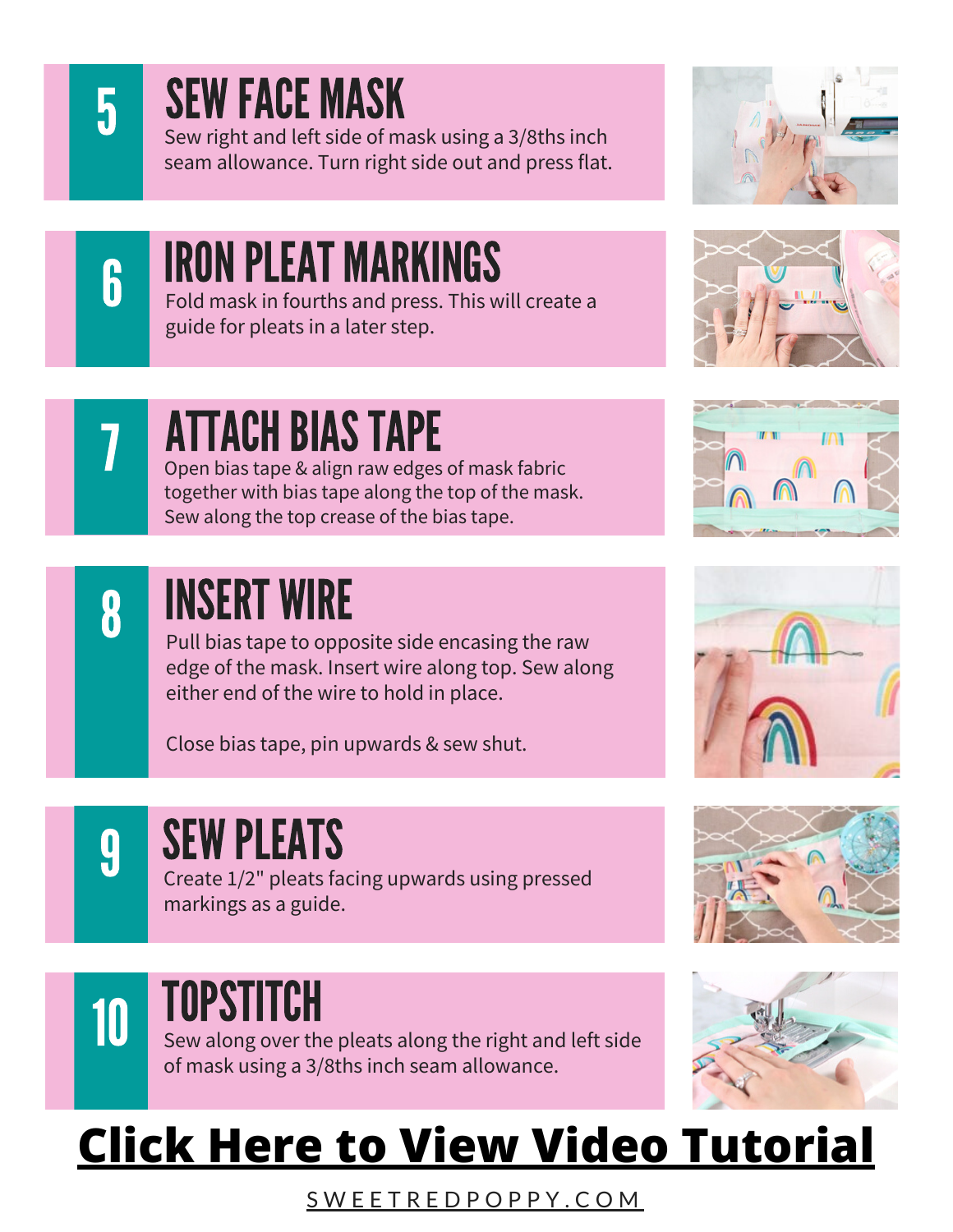## 5 SEW FACE MASK

Sew right and left side of mask using a 3/8ths inch seam allowance. Turn right side out and press flat.

## 6 IRON PLEAT MARKINGS

Fold mask in fourths and press. This will create a guide for pleats in a later step.

## 7 ATTACH BIAS TAPE

Open bias tape & align raw edges of mask fabric together with bias tape along the top of the mask. Sew along the top crease of the bias tape.

## 8 INSERT WIRE

Pull bias tape to opposite side encasing the raw edge of the mask. Insert wire along top. Sew along either end of the wire to hold in place.

Close bias tape, pin upwards & sew shut.

## 9 SEW PLEATS

Create 1/2" pleats facing upwards using pressed markings as a guide.

## 10 TOPSTITCH

Sew along over the pleats along the right and left side of mask using a 3/8ths inch seam allowance.

# **Click Here to View Video Tutorial**

SWEETREDPOPPY.COM